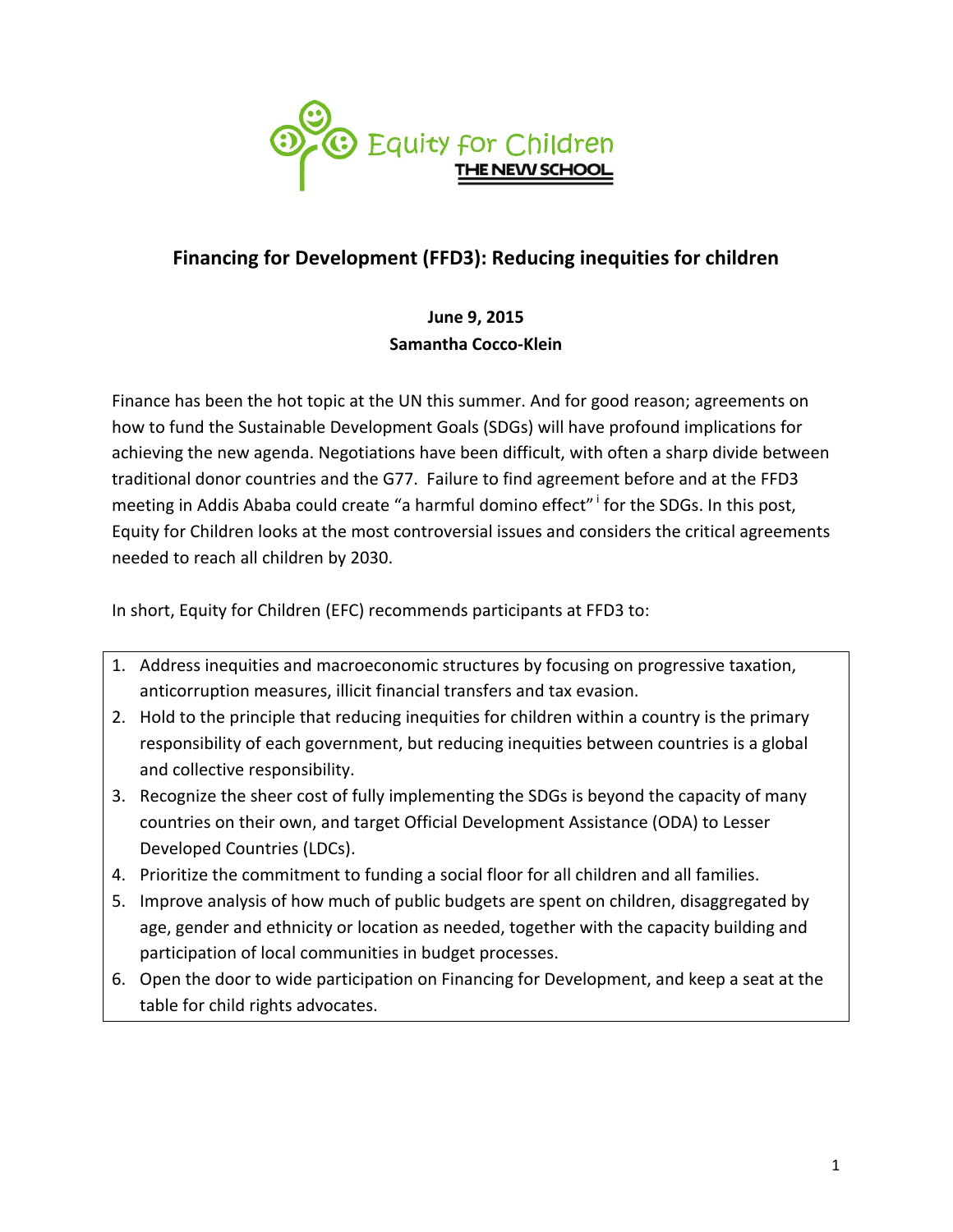Equity for Children
THE NEW SCHOOL

# Financing for Development (FFD3): Reducing inequities for children

**June 9, 2015**
**Samantha Cocco-Klein**

Finance has been the hot topic at the UN this summer. And for good reason; agreements on how to fund the Sustainable Development Goals (SDGs) will have profound implications for achieving the new agenda. Negotiations have been difficult, with often a sharp divide between traditional donor countries and the G77. Failure to find agreement before and at the FFD3 meeting in Addis Ababa could create "a harmful domino effect" [i] for the SDGs. In this post, Equity for Children looks at the most controversial issues and considers the critical agreements needed to reach all children by 2030.

In short, Equity for Children (EFC) recommends participants at FFD3 to:

1. Address inequities and macroeconomic structures by focusing on progressive taxation, anticorruption measures, illicit financial transfers and tax evasion.
2. Hold to the principle that reducing inequities for children within a country is the primary responsibility of each government, but reducing inequities between countries is a global and collective responsibility.
3. Recognize the sheer cost of fully implementing the SDGs is beyond the capacity of many countries on their own, and target Official Development Assistance (ODA) to Lesser Developed Countries (LDCs).
4. Prioritize the commitment to funding a social floor for all children and all families.
5. Improve analysis of how much of public budgets are spent on children, disaggregated by age, gender and ethnicity or location as needed, together with the capacity building and participation of local communities in budget processes.
6. Open the door to wide participation on Financing for Development, and keep a seat at the table for child rights advocates.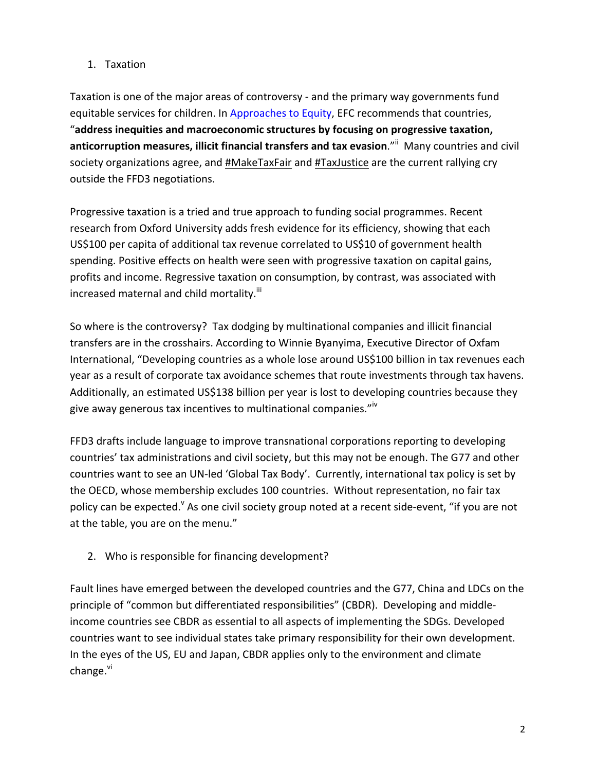1. Taxation

Taxation is one of the major areas of controversy - and the primary way governments fund equitable services for children. In Approaches to Equity, EFC recommends that countries, "**address inequities and macroeconomic structures by focusing on progressive taxation, anticorruption measures, illicit financial transfers and tax evasion**."[ii] Many countries and civil society organizations agree, and #MakeTaxFair and #TaxJustice are the current rallying cry outside the FFD3 negotiations.

Progressive taxation is a tried and true approach to funding social programmes. Recent research from Oxford University adds fresh evidence for its efficiency, showing that each US$100 per capita of additional tax revenue correlated to US$10 of government health spending. Positive effects on health were seen with progressive taxation on capital gains, profits and income. Regressive taxation on consumption, by contrast, was associated with increased maternal and child mortality.[iii]

So where is the controversy? Tax dodging by multinational companies and illicit financial transfers are in the crosshairs. According to Winnie Byanyima, Executive Director of Oxfam International, "Developing countries as a whole lose around US$100 billion in tax revenues each year as a result of corporate tax avoidance schemes that route investments through tax havens. Additionally, an estimated US$138 billion per year is lost to developing countries because they give away generous tax incentives to multinational companies."[iv]

FFD3 drafts include language to improve transnational corporations reporting to developing countries' tax administrations and civil society, but this may not be enough. The G77 and other countries want to see an UN-led 'Global Tax Body'. Currently, international tax policy is set by the OECD, whose membership excludes 100 countries. Without representation, no fair tax policy can be expected.[v] As one civil society group noted at a recent side-event, "if you are not at the table, you are on the menu."

2. Who is responsible for financing development?

Fault lines have emerged between the developed countries and the G77, China and LDCs on the principle of "common but differentiated responsibilities" (CBDR). Developing and middle-income countries see CBDR as essential to all aspects of implementing the SDGs. Developed countries want to see individual states take primary responsibility for their own development. In the eyes of the US, EU and Japan, CBDR applies only to the environment and climate change.[vi]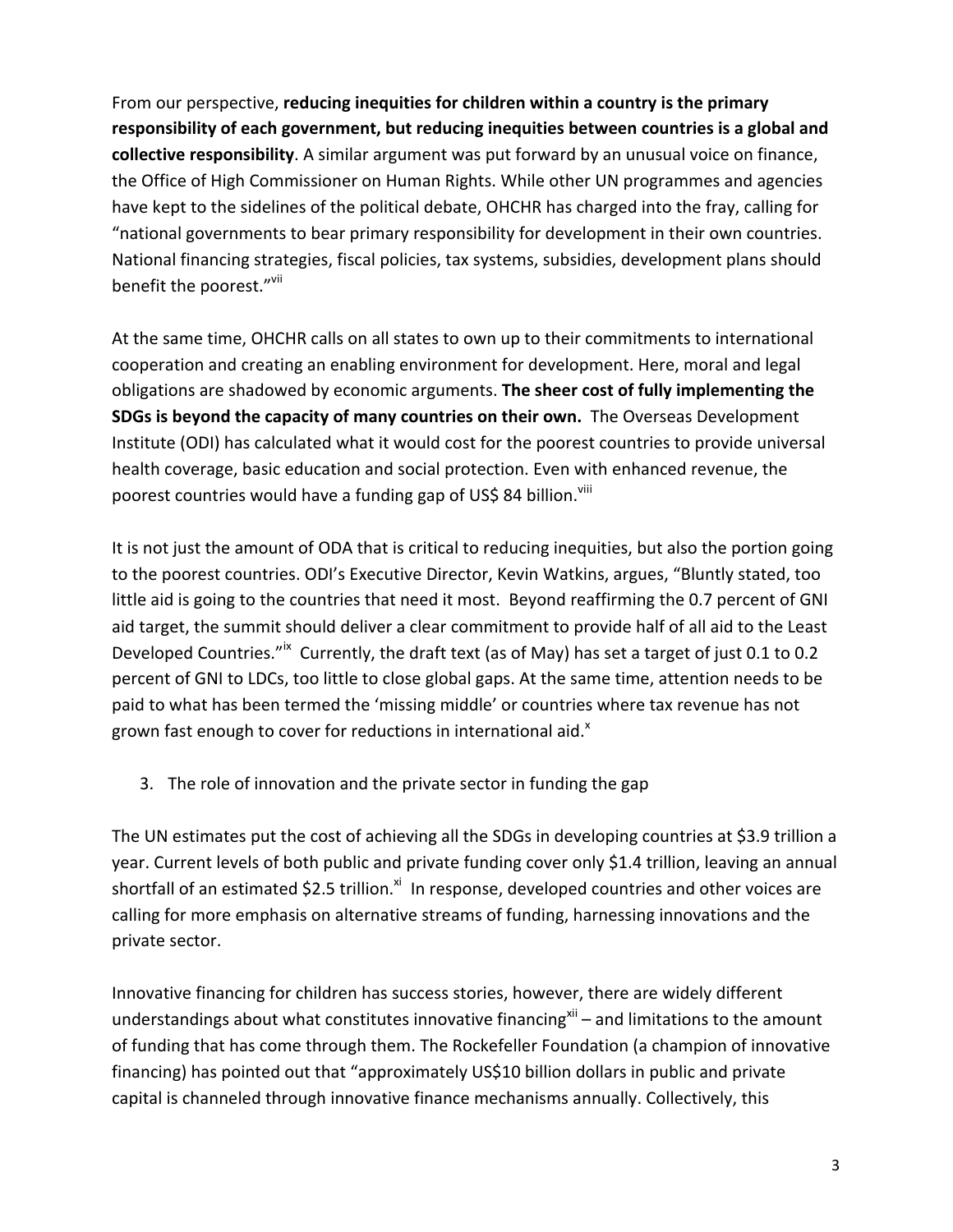From our perspective, **reducing inequities for children within a country is the primary responsibility of each government, but reducing inequities between countries is a global and collective responsibility**. A similar argument was put forward by an unusual voice on finance, the Office of High Commissioner on Human Rights. While other UN programmes and agencies have kept to the sidelines of the political debate, OHCHR has charged into the fray, calling for "national governments to bear primary responsibility for development in their own countries. National financing strategies, fiscal policies, tax systems, subsidies, development plans should benefit the poorest."[vii]

At the same time, OHCHR calls on all states to own up to their commitments to international cooperation and creating an enabling environment for development. Here, moral and legal obligations are shadowed by economic arguments. **The sheer cost of fully implementing the SDGs is beyond the capacity of many countries on their own.** The Overseas Development Institute (ODI) has calculated what it would cost for the poorest countries to provide universal health coverage, basic education and social protection. Even with enhanced revenue, the poorest countries would have a funding gap of US$ 84 billion.[viii]

It is not just the amount of ODA that is critical to reducing inequities, but also the portion going to the poorest countries. ODI's Executive Director, Kevin Watkins, argues, "Bluntly stated, too little aid is going to the countries that need it most. Beyond reaffirming the 0.7 percent of GNI aid target, the summit should deliver a clear commitment to provide half of all aid to the Least Developed Countries."[ix] Currently, the draft text (as of May) has set a target of just 0.1 to 0.2 percent of GNI to LDCs, too little to close global gaps. At the same time, attention needs to be paid to what has been termed the 'missing middle' or countries where tax revenue has not grown fast enough to cover for reductions in international aid.[x]

3. The role of innovation and the private sector in funding the gap

The UN estimates put the cost of achieving all the SDGs in developing countries at $3.9 trillion a year. Current levels of both public and private funding cover only $1.4 trillion, leaving an annual shortfall of an estimated $2.5 trillion.[xi] In response, developed countries and other voices are calling for more emphasis on alternative streams of funding, harnessing innovations and the private sector.

Innovative financing for children has success stories, however, there are widely different understandings about what constitutes innovative financing[xii] – and limitations to the amount of funding that has come through them. The Rockefeller Foundation (a champion of innovative financing) has pointed out that "approximately US$10 billion dollars in public and private capital is channeled through innovative finance mechanisms annually. Collectively, this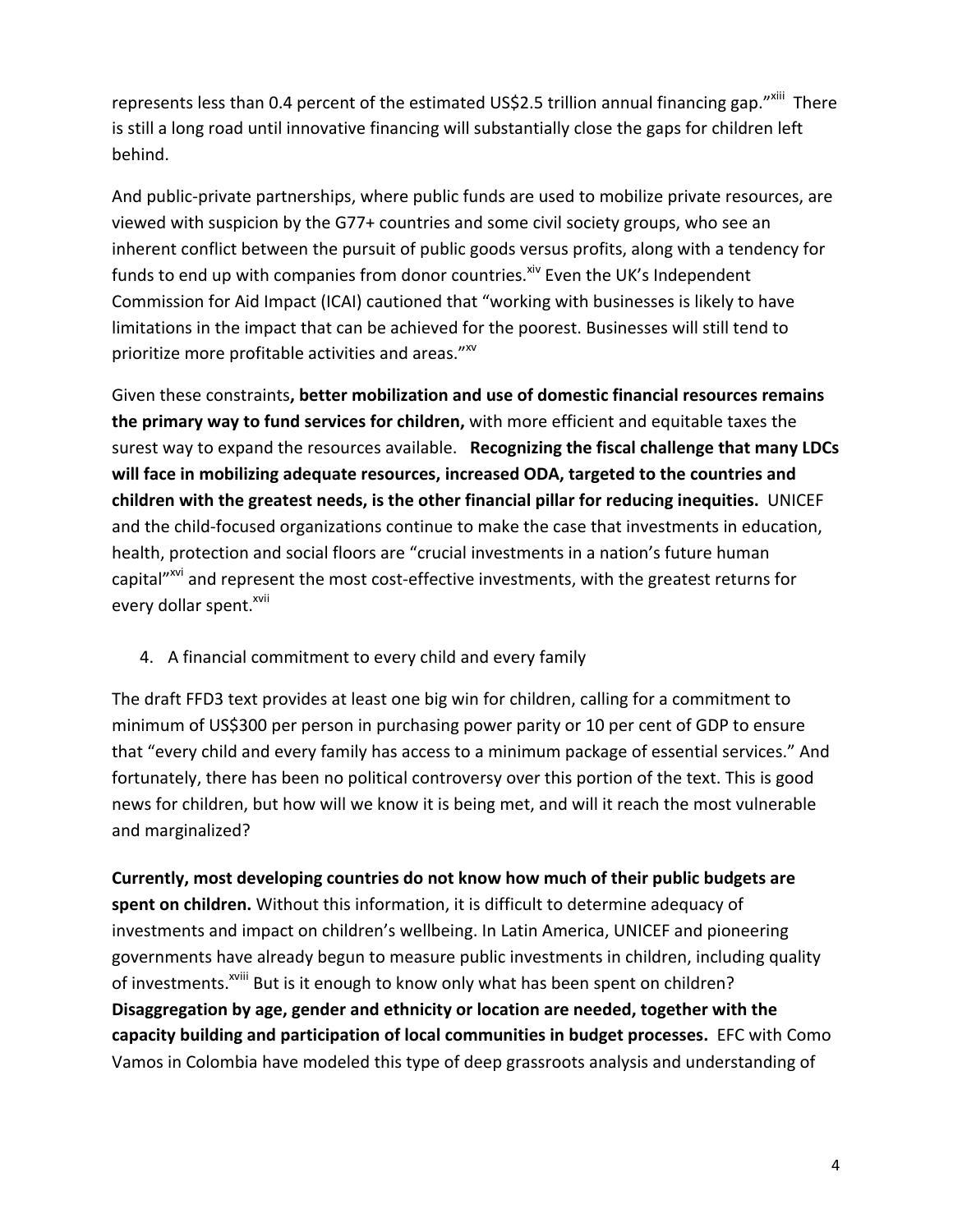represents less than 0.4 percent of the estimated US$2.5 trillion annual financing gap."[xiii] There is still a long road until innovative financing will substantially close the gaps for children left behind.

And public-private partnerships, where public funds are used to mobilize private resources, are viewed with suspicion by the G77+ countries and some civil society groups, who see an inherent conflict between the pursuit of public goods versus profits, along with a tendency for funds to end up with companies from donor countries.[xiv] Even the UK's Independent Commission for Aid Impact (ICAI) cautioned that "working with businesses is likely to have limitations in the impact that can be achieved for the poorest. Businesses will still tend to prioritize more profitable activities and areas."[xv]

Given these constraints**, better mobilization and use of domestic financial resources remains the primary way to fund services for children,** with more efficient and equitable taxes the surest way to expand the resources available. **Recognizing the fiscal challenge that many LDCs will face in mobilizing adequate resources, increased ODA, targeted to the countries and children with the greatest needs, is the other financial pillar for reducing inequities.** UNICEF and the child-focused organizations continue to make the case that investments in education, health, protection and social floors are "crucial investments in a nation's future human capital"[xvi] and represent the most cost-effective investments, with the greatest returns for every dollar spent.[xvii]

4. A financial commitment to every child and every family

The draft FFD3 text provides at least one big win for children, calling for a commitment to minimum of US$300 per person in purchasing power parity or 10 per cent of GDP to ensure that "every child and every family has access to a minimum package of essential services." And fortunately, there has been no political controversy over this portion of the text. This is good news for children, but how will we know it is being met, and will it reach the most vulnerable and marginalized?

**Currently, most developing countries do not know how much of their public budgets are spent on children.** Without this information, it is difficult to determine adequacy of investments and impact on children's wellbeing. In Latin America, UNICEF and pioneering governments have already begun to measure public investments in children, including quality of investments.[xviii] But is it enough to know only what has been spent on children? **Disaggregation by age, gender and ethnicity or location are needed, together with the capacity building and participation of local communities in budget processes.** EFC with Como Vamos in Colombia have modeled this type of deep grassroots analysis and understanding of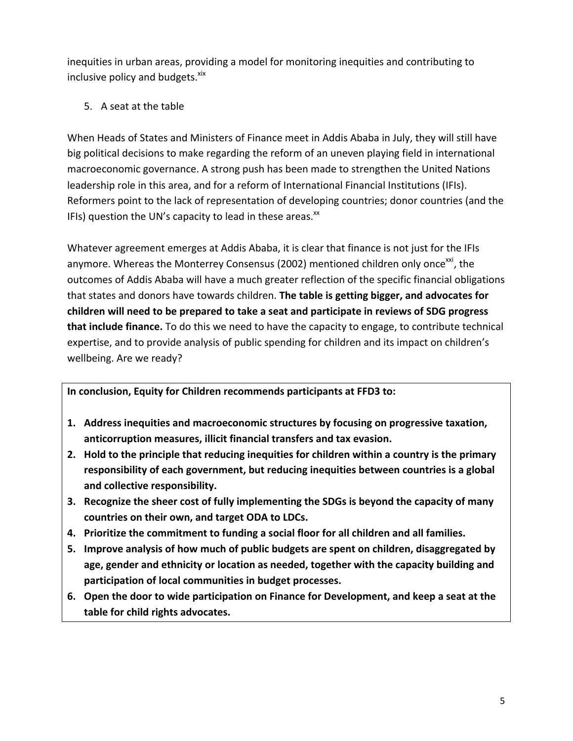inequities in urban areas, providing a model for monitoring inequities and contributing to inclusive policy and budgets.[xix]

5. A seat at the table

When Heads of States and Ministers of Finance meet in Addis Ababa in July, they will still have big political decisions to make regarding the reform of an uneven playing field in international macroeconomic governance. A strong push has been made to strengthen the United Nations leadership role in this area, and for a reform of International Financial Institutions (IFIs). Reformers point to the lack of representation of developing countries; donor countries (and the IFIs) question the UN's capacity to lead in these areas.[xx]

Whatever agreement emerges at Addis Ababa, it is clear that finance is not just for the IFIs anymore. Whereas the Monterrey Consensus (2002) mentioned children only once[xxi], the outcomes of Addis Ababa will have a much greater reflection of the specific financial obligations that states and donors have towards children. **The table is getting bigger, and advocates for children will need to be prepared to take a seat and participate in reviews of SDG progress that include finance.** To do this we need to have the capacity to engage, to contribute technical expertise, and to provide analysis of public spending for children and its impact on children's wellbeing. Are we ready?

**In conclusion, Equity for Children recommends participants at FFD3 to:**

1. **Address inequities and macroeconomic structures by focusing on progressive taxation, anticorruption measures, illicit financial transfers and tax evasion.**
2. **Hold to the principle that reducing inequities for children within a country is the primary responsibility of each government, but reducing inequities between countries is a global and collective responsibility.**
3. **Recognize the sheer cost of fully implementing the SDGs is beyond the capacity of many countries on their own, and target ODA to LDCs.**
4. **Prioritize the commitment to funding a social floor for all children and all families.**
5. **Improve analysis of how much of public budgets are spent on children, disaggregated by age, gender and ethnicity or location as needed, together with the capacity building and participation of local communities in budget processes.**
6. **Open the door to wide participation on Finance for Development, and keep a seat at the table for child rights advocates.**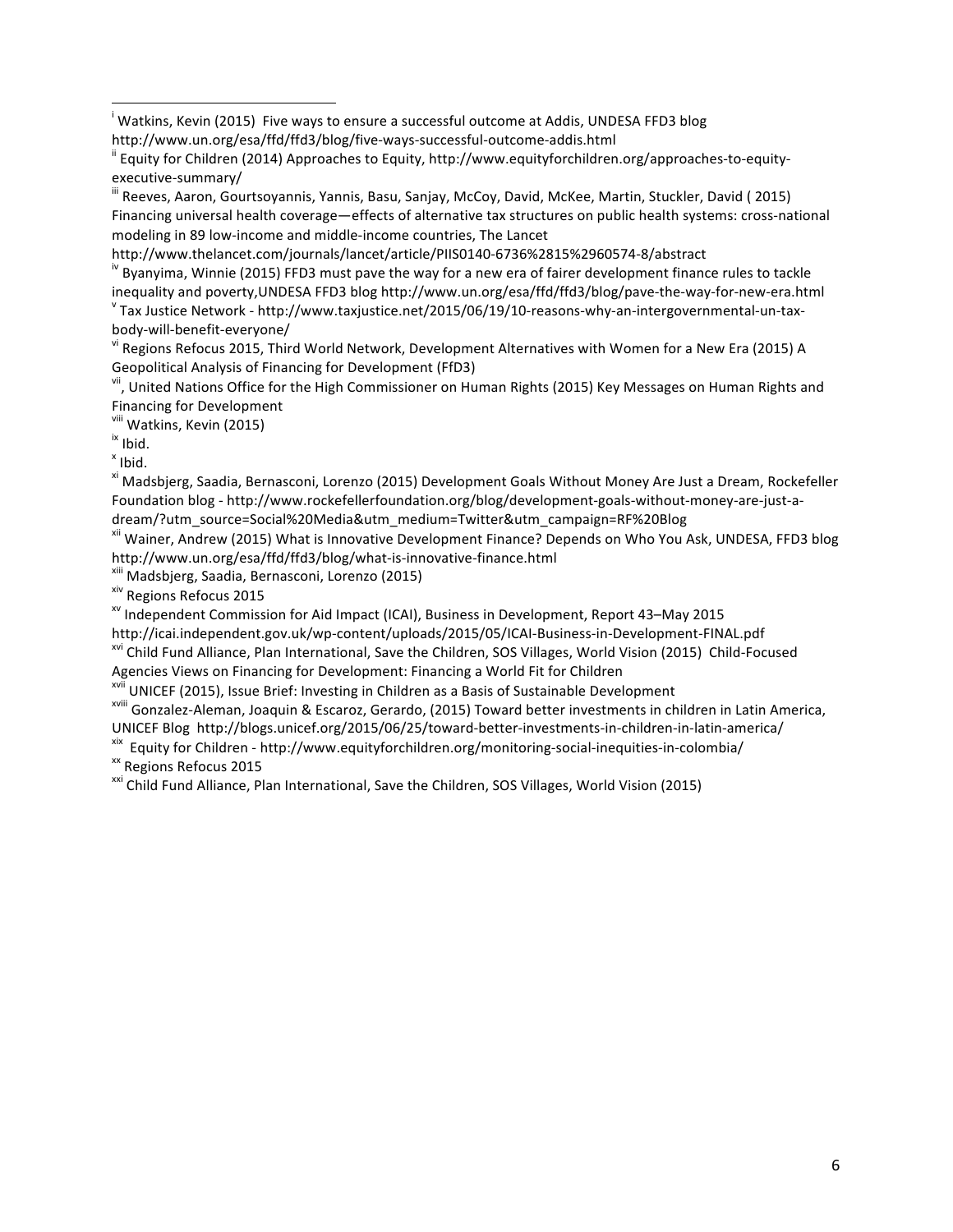[i] Watkins, Kevin (2015) Five ways to ensure a successful outcome at Addis, UNDESA FFD3 blog http://www.un.org/esa/ffd/ffd3/blog/five-ways-successful-outcome-addis.html

[ii] Equity for Children (2014) Approaches to Equity, http://www.equityforchildren.org/approaches-to-equity-executive-summary/

[iii] Reeves, Aaron, Gourtsoyannis, Yannis, Basu, Sanjay, McCoy, David, McKee, Martin, Stuckler, David ( 2015) Financing universal health coverage—effects of alternative tax structures on public health systems: cross-national modeling in 89 low-income and middle-income countries, The Lancet http://www.thelancet.com/journals/lancet/article/PIIS0140-6736%2815%2960574-8/abstract

[iv] Byanyima, Winnie (2015) FFD3 must pave the way for a new era of fairer development finance rules to tackle inequality and poverty,UNDESA FFD3 blog http://www.un.org/esa/ffd/ffd3/blog/pave-the-way-for-new-era.html

[v] Tax Justice Network - http://www.taxjustice.net/2015/06/19/10-reasons-why-an-intergovernmental-un-tax-body-will-benefit-everyone/

[vi] Regions Refocus 2015, Third World Network, Development Alternatives with Women for a New Era (2015) A Geopolitical Analysis of Financing for Development (FfD3)

[vii], United Nations Office for the High Commissioner on Human Rights (2015) Key Messages on Human Rights and Financing for Development

[viii] Watkins, Kevin (2015)

[ix] Ibid.

[x] Ibid.

[xi] Madsbjerg, Saadia, Bernasconi, Lorenzo (2015) Development Goals Without Money Are Just a Dream, Rockefeller Foundation blog - http://www.rockefellerfoundation.org/blog/development-goals-without-money-are-just-a-dream/?utm_source=Social%20Media&utm_medium=Twitter&utm_campaign=RF%20Blog

[xii] Wainer, Andrew (2015) What is Innovative Development Finance? Depends on Who You Ask, UNDESA, FFD3 blog http://www.un.org/esa/ffd/ffd3/blog/what-is-innovative-finance.html

[xiii] Madsbjerg, Saadia, Bernasconi, Lorenzo (2015)

[xiv] Regions Refocus 2015

[xv] Independent Commission for Aid Impact (ICAI), Business in Development, Report 43–May 2015 http://icai.independent.gov.uk/wp-content/uploads/2015/05/ICAI-Business-in-Development-FINAL.pdf

[xvi] Child Fund Alliance, Plan International, Save the Children, SOS Villages, World Vision (2015) Child-Focused Agencies Views on Financing for Development: Financing a World Fit for Children

[xvii] UNICEF (2015), Issue Brief: Investing in Children as a Basis of Sustainable Development

[xviii] Gonzalez-Aleman, Joaquin & Escaroz, Gerardo, (2015) Toward better investments in children in Latin America, UNICEF Blog http://blogs.unicef.org/2015/06/25/toward-better-investments-in-children-in-latin-america/

[xix] Equity for Children - http://www.equityforchildren.org/monitoring-social-inequities-in-colombia/

[xx] Regions Refocus 2015

[xxi] Child Fund Alliance, Plan International, Save the Children, SOS Villages, World Vision (2015)